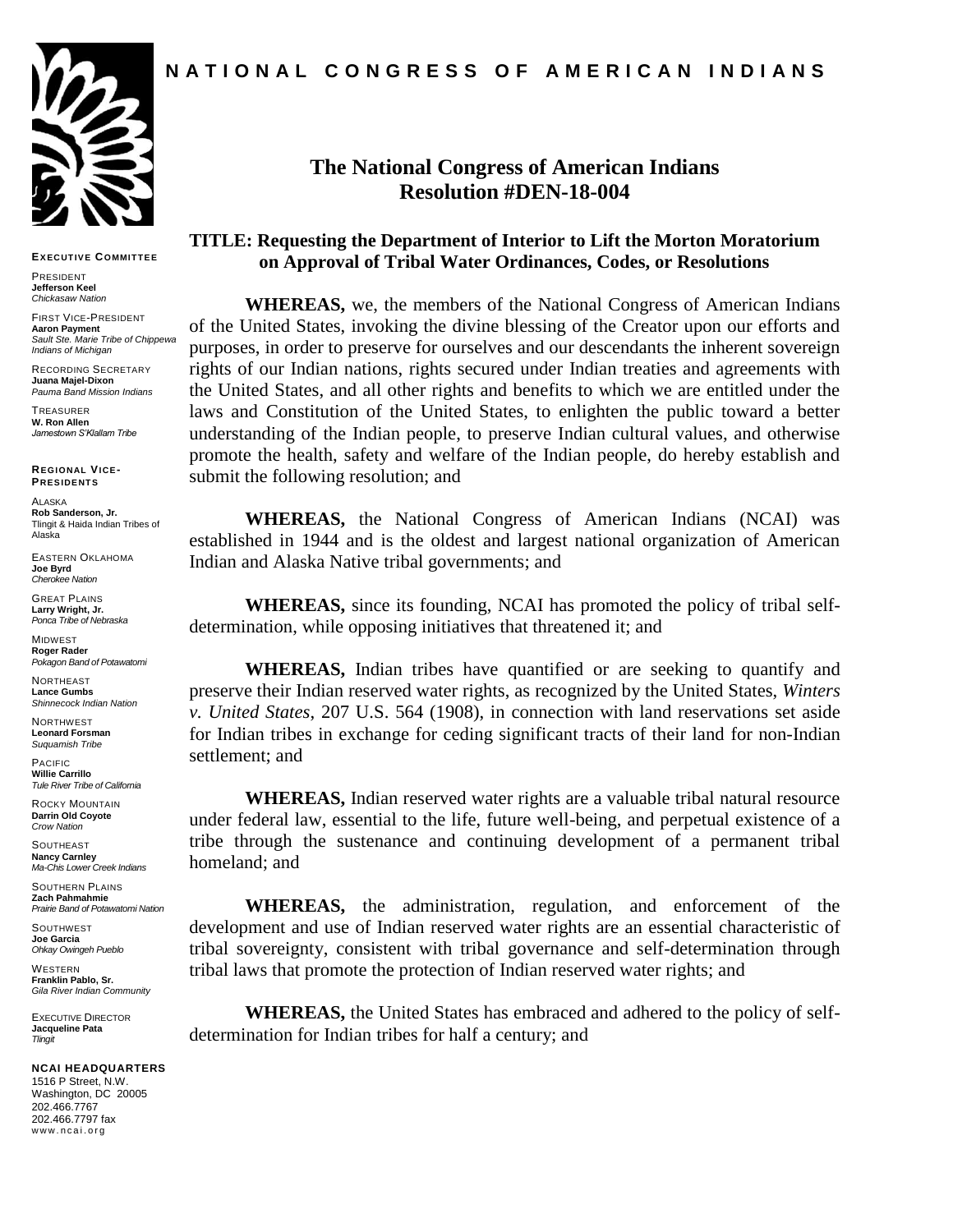**NATIONAL CONGRESS OF AMERICAN INDIANS**

**EXECUTIVE COMMITTEE**

PRESIDENT
**Jefferson Keel**
*Chickasaw Nation*

FIRST VICE-PRESIDENT
**Aaron Payment**
*Sault Ste. Marie Tribe of Chippewa Indians of Michigan*

RECORDING SECRETARY
**Juana Majel-Dixon**
*Pauma Band Mission Indians*

TREASURER
**W. Ron Allen**
*Jamestown S'Klallam Tribe*

**REGIONAL VICE-PRESIDENTS**

ALASKA
**Rob Sanderson, Jr.**
Tlingit & Haida Indian Tribes of Alaska

EASTERN OKLAHOMA
**Joe Byrd**
*Cherokee Nation*

GREAT PLAINS
**Larry Wright, Jr.**
*Ponca Tribe of Nebraska*

MIDWEST
**Roger Rader**
*Pokagon Band of Potawatomi*

NORTHEAST
**Lance Gumbs**
*Shinnecock Indian Nation*

NORTHWEST
**Leonard Forsman**
*Suquamish Tribe*

PACIFIC
**Willie Carrillo**
*Tule River Tribe of California*

ROCKY MOUNTAIN
**Darrin Old Coyote**
*Crow Nation*

SOUTHEAST
**Nancy Carnley**
*Ma-Chis Lower Creek Indians*

SOUTHERN PLAINS
**Zach Pahmahmie**
*Prairie Band of Potawatomi Nation*

SOUTHWEST
**Joe Garcia**
*Ohkay Owingeh Pueblo*

WESTERN
**Franklin Pablo, Sr.**
*Gila River Indian Community*

EXECUTIVE DIRECTOR
**Jacqueline Pata**
*Tlingit*

**NCAI HEADQUARTERS**
1516 P Street, N.W.
Washington, DC 20005
202.466.7767
202.466.7797 fax
www.ncai.org

# The National Congress of American Indians Resolution #DEN-18-004

## TITLE: Requesting the Department of Interior to Lift the Morton Moratorium on Approval of Tribal Water Ordinances, Codes, or Resolutions

**WHEREAS,** we, the members of the National Congress of American Indians of the United States, invoking the divine blessing of the Creator upon our efforts and purposes, in order to preserve for ourselves and our descendants the inherent sovereign rights of our Indian nations, rights secured under Indian treaties and agreements with the United States, and all other rights and benefits to which we are entitled under the laws and Constitution of the United States, to enlighten the public toward a better understanding of the Indian people, to preserve Indian cultural values, and otherwise promote the health, safety and welfare of the Indian people, do hereby establish and submit the following resolution; and

**WHEREAS,** the National Congress of American Indians (NCAI) was established in 1944 and is the oldest and largest national organization of American Indian and Alaska Native tribal governments; and

**WHEREAS,** since its founding, NCAI has promoted the policy of tribal self-determination, while opposing initiatives that threatened it; and

**WHEREAS,** Indian tribes have quantified or are seeking to quantify and preserve their Indian reserved water rights, as recognized by the United States, *Winters v. United States*, 207 U.S. 564 (1908), in connection with land reservations set aside for Indian tribes in exchange for ceding significant tracts of their land for non-Indian settlement; and

**WHEREAS,** Indian reserved water rights are a valuable tribal natural resource under federal law, essential to the life, future well-being, and perpetual existence of a tribe through the sustenance and continuing development of a permanent tribal homeland; and

**WHEREAS,** the administration, regulation, and enforcement of the development and use of Indian reserved water rights are an essential characteristic of tribal sovereignty, consistent with tribal governance and self-determination through tribal laws that promote the protection of Indian reserved water rights; and

**WHEREAS,** the United States has embraced and adhered to the policy of self-determination for Indian tribes for half a century; and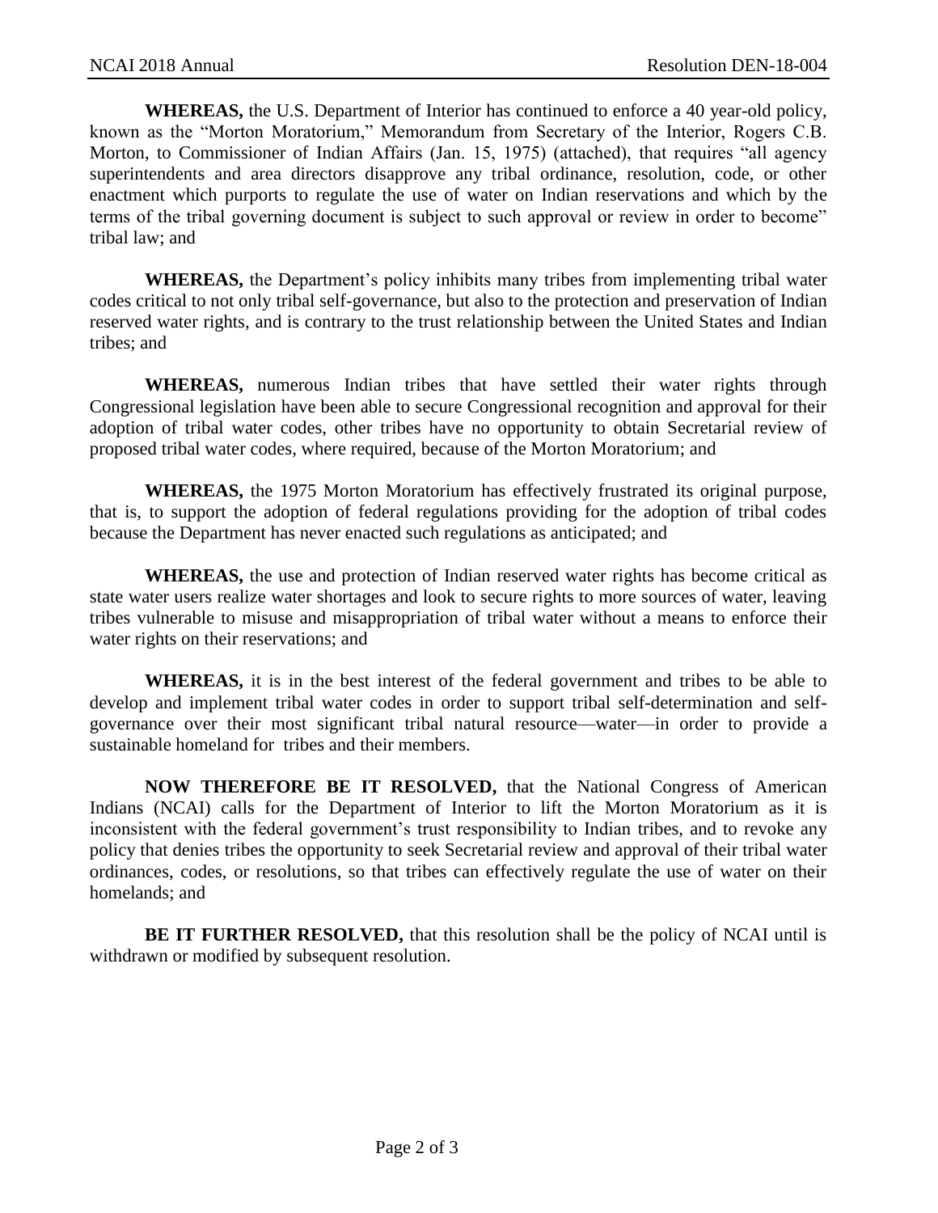**WHEREAS,** the U.S. Department of Interior has continued to enforce a 40 year-old policy, known as the "Morton Moratorium," Memorandum from Secretary of the Interior, Rogers C.B. Morton, to Commissioner of Indian Affairs (Jan. 15, 1975) (attached), that requires "all agency superintendents and area directors disapprove any tribal ordinance, resolution, code, or other enactment which purports to regulate the use of water on Indian reservations and which by the terms of the tribal governing document is subject to such approval or review in order to become" tribal law; and

**WHEREAS,** the Department's policy inhibits many tribes from implementing tribal water codes critical to not only tribal self-governance, but also to the protection and preservation of Indian reserved water rights, and is contrary to the trust relationship between the United States and Indian tribes; and

**WHEREAS,** numerous Indian tribes that have settled their water rights through Congressional legislation have been able to secure Congressional recognition and approval for their adoption of tribal water codes, other tribes have no opportunity to obtain Secretarial review of proposed tribal water codes, where required, because of the Morton Moratorium; and

**WHEREAS,** the 1975 Morton Moratorium has effectively frustrated its original purpose, that is, to support the adoption of federal regulations providing for the adoption of tribal codes because the Department has never enacted such regulations as anticipated; and

**WHEREAS,** the use and protection of Indian reserved water rights has become critical as state water users realize water shortages and look to secure rights to more sources of water, leaving tribes vulnerable to misuse and misappropriation of tribal water without a means to enforce their water rights on their reservations; and

**WHEREAS,** it is in the best interest of the federal government and tribes to be able to develop and implement tribal water codes in order to support tribal self-determination and self-governance over their most significant tribal natural resource—water—in order to provide a sustainable homeland for tribes and their members.

**NOW THEREFORE BE IT RESOLVED,** that the National Congress of American Indians (NCAI) calls for the Department of Interior to lift the Morton Moratorium as it is inconsistent with the federal government's trust responsibility to Indian tribes, and to revoke any policy that denies tribes the opportunity to seek Secretarial review and approval of their tribal water ordinances, codes, or resolutions, so that tribes can effectively regulate the use of water on their homelands; and

**BE IT FURTHER RESOLVED,** that this resolution shall be the policy of NCAI until is withdrawn or modified by subsequent resolution.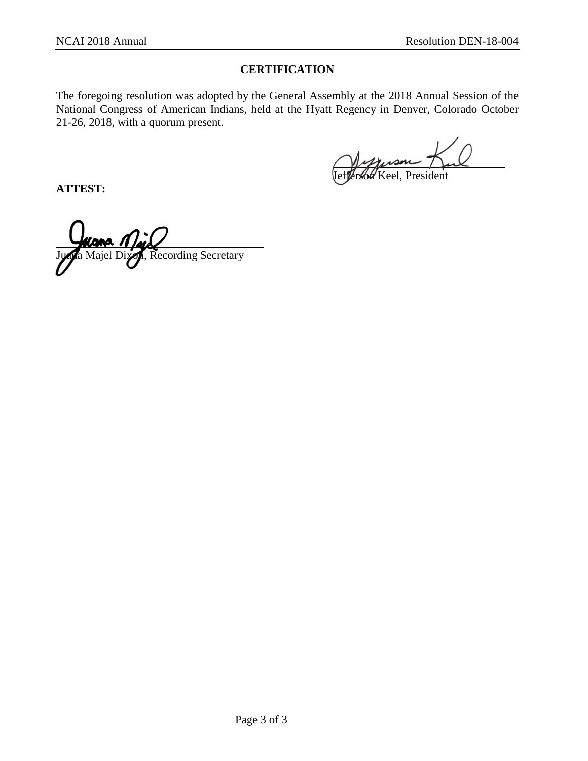## CERTIFICATION

The foregoing resolution was adopted by the General Assembly at the 2018 Annual Session of the National Congress of American Indians, held at the Hyatt Regency in Denver, Colorado October 21-26, 2018, with a quorum present.

Jefferson Keel, President

**ATTEST:**

Juana Majel Dixon, Recording Secretary